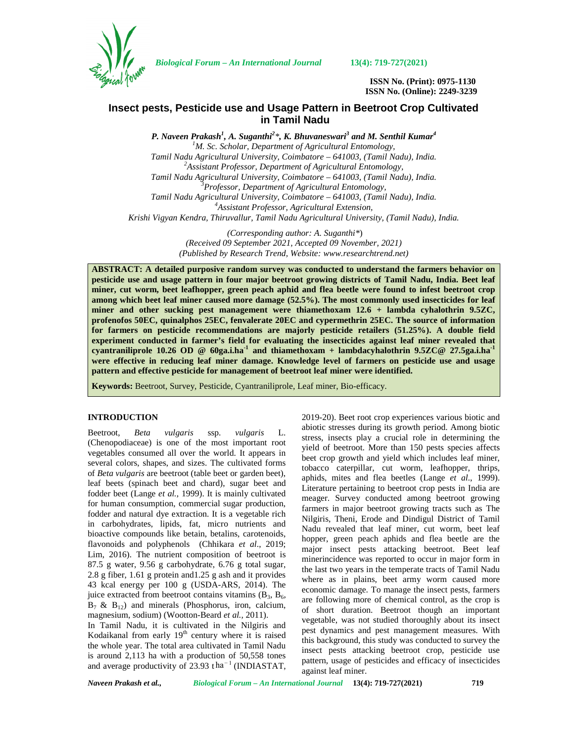ISSN No. (Print): 0975-1130
ISSN No. (Online): 2249-3239

# Insect pests, Pesticide use and Usage Pattern in Beetroot Crop Cultivated in Tamil Nadu

***P. Naveen Prakash[1], A. Suganthi[2]\*, K. Bhuvaneswari[3] and M. Senthil Kumar[4]***

*[1]M. Sc. Scholar, Department of Agricultural Entomology, Tamil Nadu Agricultural University, Coimbatore – 641003, (Tamil Nadu), India.*
*[2]Assistant Professor, Department of Agricultural Entomology, Tamil Nadu Agricultural University, Coimbatore – 641003, (Tamil Nadu), India.*
*[3]Professor, Department of Agricultural Entomology, Tamil Nadu Agricultural University, Coimbatore – 641003, (Tamil Nadu), India.*
*[4]Assistant Professor, Agricultural Extension, Krishi Vigyan Kendra, Thiruvallur, Tamil Nadu Agricultural University, (Tamil Nadu), India.*

*(Corresponding author: A. Suganthi\*)*
*(Received 09 September 2021, Accepted 09 November, 2021)*
*(Published by Research Trend, Website: www.researchtrend.net)*

**ABSTRACT: A detailed purposive random survey was conducted to understand the farmers behavior on pesticide use and usage pattern in four major beetroot growing districts of Tamil Nadu, India. Beet leaf miner, cut worm, beet leafhopper, green peach aphid and flea beetle were found to infest beetroot crop among which beet leaf miner caused more damage (52.5%). The most commonly used insecticides for leaf miner and other sucking pest management were thiamethoxam 12.6 + lambda cyhalothrin 9.5ZC, profenofos 50EC, quinalphos 25EC, fenvalerate 20EC and cypermethrin 25EC. The source of information for farmers on pesticide recommendations are majorly pesticide retailers (51.25%). A double field experiment conducted in farmer's field for evaluating the insecticides against leaf miner revealed that cyantraniliprole 10.26 OD @ 60ga.i.ha$^{-1}$ and thiamethoxam + lambdacyhalothrin 9.5ZC@ 27.5ga.i.ha$^{-1}$ were effective in reducing leaf miner damage. Knowledge level of farmers on pesticide use and usage pattern and effective pesticide for management of beetroot leaf miner were identified.**

**Keywords:** Beetroot, Survey, Pesticide, Cyantraniliprole, Leaf miner, Bio-efficacy.

## INTRODUCTION

Beetroot, *Beta vulgaris* ssp. *vulgaris* L. (Chenopodiaceae) is one of the most important root vegetables consumed all over the world. It appears in several colors, shapes, and sizes. The cultivated forms of *Beta vulgaris* are beetroot (table beet or garden beet), leaf beets (spinach beet and chard), sugar beet and fodder beet (Lange *et al.*, 1999). It is mainly cultivated for human consumption, commercial sugar production, fodder and natural dye extraction. It is a vegetable rich in carbohydrates, lipids, fat, micro nutrients and bioactive compounds like betain, betalins, carotenoids, flavonoids and polyphenols (Chhikara *et al*., 2019; Lim, 2016). The nutrient composition of beetroot is 87.5 g water, 9.56 g carbohydrate, 6.76 g total sugar, 2.8 g fiber, 1.61 g protein and1.25 g ash and it provides 43 kcal energy per 100 g (USDA-ARS, 2014). The juice extracted from beetroot contains vitamins ($B_3$, $B_6$, $B_7$ & $B_{12}$) and minerals (Phosphorus, iron, calcium, magnesium, sodium) (Wootton-Beard *et al.,* 2011).

In Tamil Nadu, it is cultivated in the Nilgiris and Kodaikanal from early 19$^{th}$ century where it is raised the whole year. The total area cultivated in Tamil Nadu is around 2,113 ha with a production of 50,558 tones and average productivity of 23.93 t ha$^{-1}$ (INDIASTAT, 2019-20). Beet root crop experiences various biotic and abiotic stresses during its growth period. Among biotic stress, insects play a crucial role in determining the yield of beetroot. More than 150 pests species affects beet crop growth and yield which includes leaf miner, tobacco caterpillar, cut worm, leafhopper, thrips, aphids, mites and flea beetles (Lange *et al*., 1999). Literature pertaining to beetroot crop pests in India are meager. Survey conducted among beetroot growing farmers in major beetroot growing tracts such as The Nilgiris, Theni, Erode and Dindigul District of Tamil Nadu revealed that leaf miner, cut worm, beet leaf hopper, green peach aphids and flea beetle are the major insect pests attacking beetroot. Beet leaf minerincidence was reported to occur in major form in the last two years in the temperate tracts of Tamil Nadu where as in plains, beet army worm caused more economic damage. To manage the insect pests, farmers are following more of chemical control, as the crop is of short duration. Beetroot though an important vegetable, was not studied thoroughly about its insect pest dynamics and pest management measures. With this background, this study was conducted to survey the insect pests attacking beetroot crop, pesticide use pattern, usage of pesticides and efficacy of insecticides against leaf miner.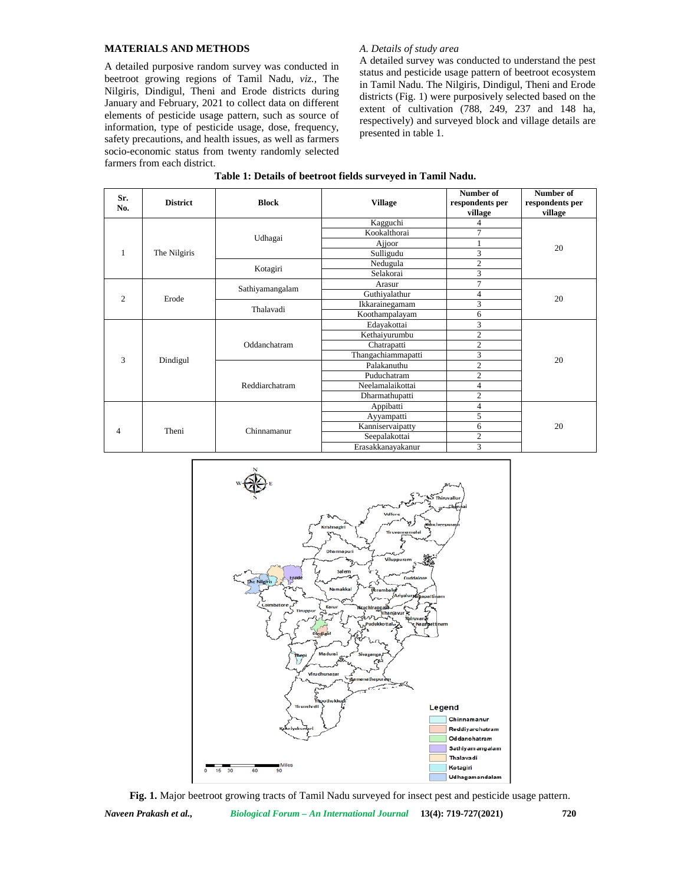## MATERIALS AND METHODS

A detailed purposive random survey was conducted in beetroot growing regions of Tamil Nadu, *viz.*, The Nilgiris, Dindigul, Theni and Erode districts during January and February, 2021 to collect data on different elements of pesticide usage pattern, such as source of information, type of pesticide usage, dose, frequency, safety precautions, and health issues, as well as farmers socio-economic status from twenty randomly selected farmers from each district.

### *A. Details of study area*

A detailed survey was conducted to understand the pest status and pesticide usage pattern of beetroot ecosystem in Tamil Nadu. The Nilgiris, Dindigul, Theni and Erode districts (Fig. 1) were purposively selected based on the extent of cultivation (788, 249, 237 and 148 ha, respectively) and surveyed block and village details are presented in table 1.

**Table 1: Details of beetroot fields surveyed in Tamil Nadu.**

| Sr. No. | District | Block | Village | Number of respondents per village | Number of respondents per village |
|---|---|---|---|---|---|
| 1 | The Nilgiris | Udhagai | Kagguchi | 4 | 20 |
| | | | Kookalthorai | 7 | |
| | | | Ajjoor | 1 | |
| | | | Sulligudu | 3 | |
| | | Kotagiri | Nedugula | 2 | |
| | | | Selakorai | 3 | |
| 2 | Erode | Sathiyamangalam | Arasur | 7 | 20 |
| | | | Guthiyalathur | 4 | |
| | | Thalavadi | Ikkarainegamam | 3 | |
| | | | Koothampalayam | 6 | |
| 3 | Dindigul | Oddanchatram | Edayakottai | 3 | 20 |
| | | | Kethaiyurumbu | 2 | |
| | | | Chatrapatti | 2 | |
| | | | Thangachiammapatti | 3 | |
| | | Reddiarchatram | Palakanuthu | 2 | |
| | | | Puduchatram | 2 | |
| | | | Neelamalaikottai | 4 | |
| | | | Dharmathupatti | 2 | |
| 4 | Theni | Chinnamanur | Appibatti | 4 | 20 |
| | | | Ayyampatti | 5 | |
| | | | Kanniservaipatty | 6 | |
| | | | Seepalakottai | 2 | |
| | | | Erasakkanayakanur | 3 | |

**Fig. 1.** Major beetroot growing tracts of Tamil Nadu surveyed for insect pest and pesticide usage pattern.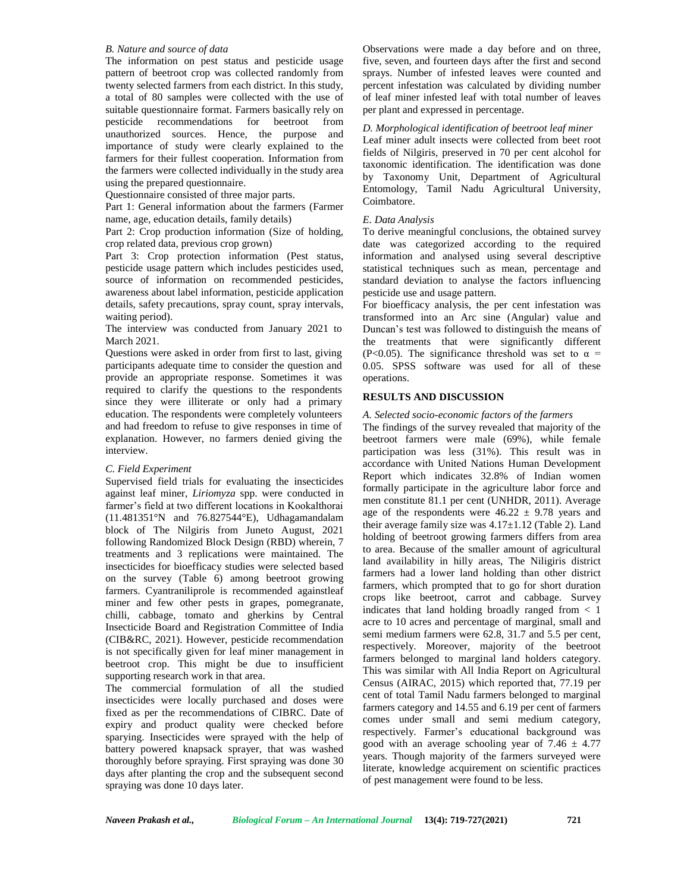*B. Nature and source of data*

The information on pest status and pesticide usage pattern of beetroot crop was collected randomly from twenty selected farmers from each district. In this study, a total of 80 samples were collected with the use of suitable questionnaire format. Farmers basically rely on pesticide recommendations for beetroot from unauthorized sources. Hence, the purpose and importance of study were clearly explained to the farmers for their fullest cooperation. Information from the farmers were collected individually in the study area using the prepared questionnaire.

Questionnaire consisted of three major parts.

Part 1: General information about the farmers (Farmer name, age, education details, family details)

Part 2: Crop production information (Size of holding, crop related data, previous crop grown)

Part 3: Crop protection information (Pest status, pesticide usage pattern which includes pesticides used, source of information on recommended pesticides, awareness about label information, pesticide application details, safety precautions, spray count, spray intervals, waiting period).

The interview was conducted from January 2021 to March 2021.

Questions were asked in order from first to last, giving participants adequate time to consider the question and provide an appropriate response. Sometimes it was required to clarify the questions to the respondents since they were illiterate or only had a primary education. The respondents were completely volunteers and had freedom to refuse to give responses in time of explanation. However, no farmers denied giving the interview.

*C. Field Experiment*

Supervised field trials for evaluating the insecticides against leaf miner, *Liriomyza* spp. were conducted in farmer's field at two different locations in Kookalthorai (11.481351°N and 76.827544°E), Udhagamandalam block of The Nilgiris from Juneto August, 2021 following Randomized Block Design (RBD) wherein, 7 treatments and 3 replications were maintained. The insecticides for bioefficacy studies were selected based on the survey (Table 6) among beetroot growing farmers. Cyantraniliprole is recommended againstleaf miner and few other pests in grapes, pomegranate, chilli, cabbage, tomato and gherkins by Central Insecticide Board and Registration Committee of India (CIB&RC, 2021). However, pesticide recommendation is not specifically given for leaf miner management in beetroot crop. This might be due to insufficient supporting research work in that area.

The commercial formulation of all the studied insecticides were locally purchased and doses were fixed as per the recommendations of CIBRC. Date of expiry and product quality were checked before sparying. Insecticides were sprayed with the help of battery powered knapsack sprayer, that was washed thoroughly before spraying. First spraying was done 30 days after planting the crop and the subsequent second spraying was done 10 days later.

Observations were made a day before and on three, five, seven, and fourteen days after the first and second sprays. Number of infested leaves were counted and percent infestation was calculated by dividing number of leaf miner infested leaf with total number of leaves per plant and expressed in percentage.

*D. Morphological identification of beetroot leaf miner*

Leaf miner adult insects were collected from beet root fields of Nilgiris, preserved in 70 per cent alcohol for taxonomic identification. The identification was done by Taxonomy Unit, Department of Agricultural Entomology, Tamil Nadu Agricultural University, Coimbatore.

*E. Data Analysis*

To derive meaningful conclusions, the obtained survey date was categorized according to the required information and analysed using several descriptive statistical techniques such as mean, percentage and standard deviation to analyse the factors influencing pesticide use and usage pattern.

For bioefficacy analysis, the per cent infestation was transformed into an Arc sine (Angular) value and Duncan's test was followed to distinguish the means of the treatments that were significantly different ($P<0.05$). The significance threshold was set to $\alpha = 0.05$. SPSS software was used for all of these operations.

## RESULTS AND DISCUSSION

*A. Selected socio-economic factors of the farmers*

The findings of the survey revealed that majority of the beetroot farmers were male (69%), while female participation was less (31%). This result was in accordance with United Nations Human Development Report which indicates 32.8% of Indian women formally participate in the agriculture labor force and men constitute 81.1 per cent (UNHDR, 2011). Average age of the respondents were $46.22 \pm 9.78$ years and their average family size was $4.17 \pm 1.12$ (Table 2). Land holding of beetroot growing farmers differs from area to area. Because of the smaller amount of agricultural land availability in hilly areas, The Niligiris district farmers had a lower land holding than other district farmers, which prompted that to go for short duration crops like beetroot, carrot and cabbage. Survey indicates that land holding broadly ranged from < 1 acre to 10 acres and percentage of marginal, small and semi medium farmers were 62.8, 31.7 and 5.5 per cent, respectively. Moreover, majority of the beetroot farmers belonged to marginal land holders category. This was similar with All India Report on Agricultural Census (AIRAC, 2015) which reported that, 77.19 per cent of total Tamil Nadu farmers belonged to marginal farmers category and 14.55 and 6.19 per cent of farmers comes under small and semi medium category, respectively. Farmer's educational background was good with an average schooling year of $7.46 \pm 4.77$ years. Though majority of the farmers surveyed were literate, knowledge acquirement on scientific practices of pest management were found to be less.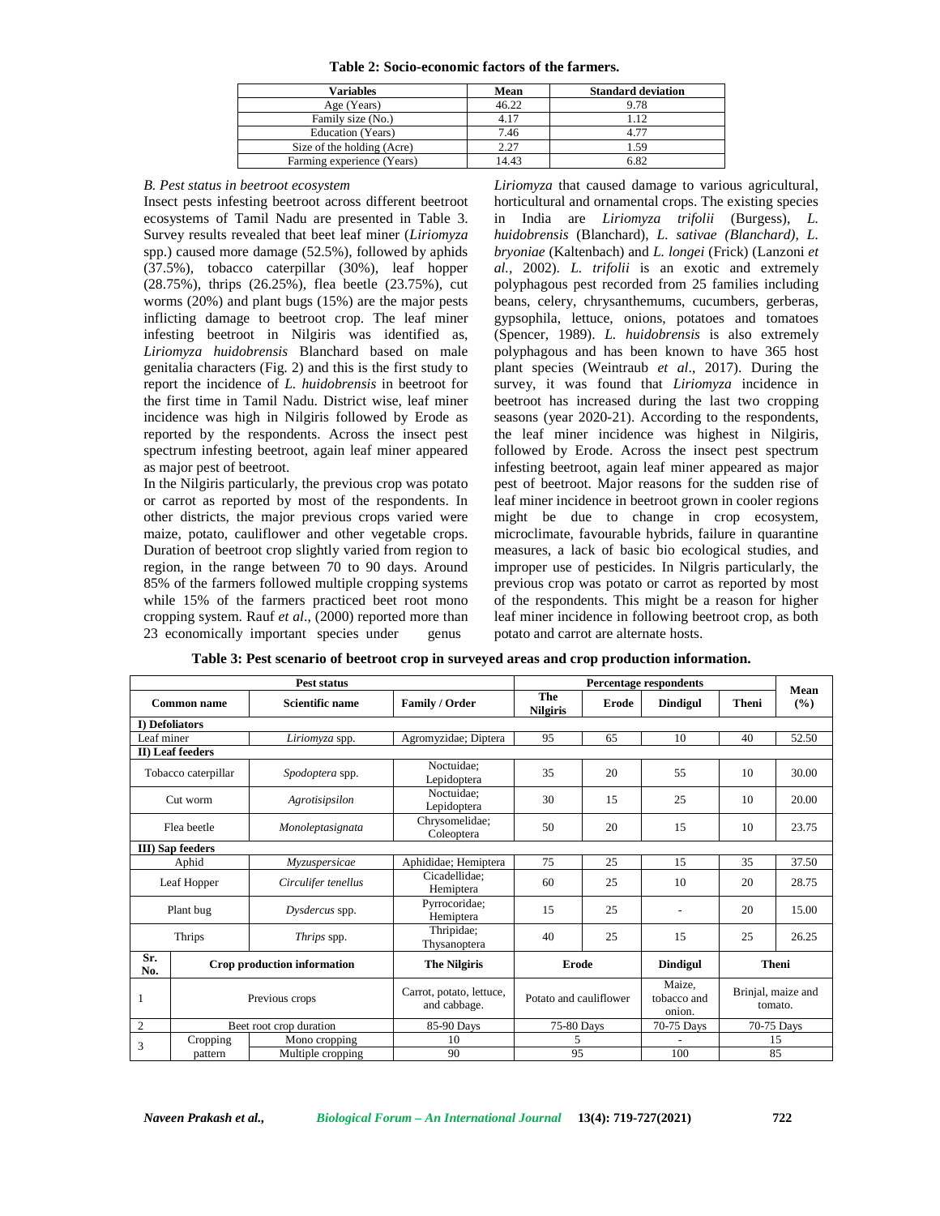**Table 2: Socio-economic factors of the farmers.**

| Variables | Mean | Standard deviation |
|---|---|---|
| Age (Years) | 46.22 | 9.78 |
| Family size (No.) | 4.17 | 1.12 |
| Education (Years) | 7.46 | 4.77 |
| Size of the holding (Acre) | 2.27 | 1.59 |
| Farming experience (Years) | 14.43 | 6.82 |

### *B. Pest status in beetroot ecosystem*

Insect pests infesting beetroot across different beetroot ecosystems of Tamil Nadu are presented in Table 3. Survey results revealed that beet leaf miner (*Liriomyza* spp.) caused more damage (52.5%), followed by aphids (37.5%), tobacco caterpillar (30%), leaf hopper (28.75%), thrips (26.25%), flea beetle (23.75%), cut worms (20%) and plant bugs (15%) are the major pests inflicting damage to beetroot crop. The leaf miner infesting beetroot in Nilgiris was identified as, *Liriomyza huidobrensis* Blanchard based on male genitalia characters (Fig. 2) and this is the first study to report the incidence of *L. huidobrensis* in beetroot for the first time in Tamil Nadu. District wise, leaf miner incidence was high in Nilgiris followed by Erode as reported by the respondents. Across the insect pest spectrum infesting beetroot, again leaf miner appeared as major pest of beetroot.

In the Nilgiris particularly, the previous crop was potato or carrot as reported by most of the respondents. In other districts, the major previous crops varied were maize, potato, cauliflower and other vegetable crops. Duration of beetroot crop slightly varied from region to region, in the range between 70 to 90 days. Around 85% of the farmers followed multiple cropping systems while 15% of the farmers practiced beet root mono cropping system. Rauf *et al*., (2000) reported more than 23 economically important species under genus *Liriomyza* that caused damage to various agricultural, horticultural and ornamental crops. The existing species in India are *Liriomyza trifolii* (Burgess), *L. huidobrensis* (Blanchard), *L. sativae (Blanchard)*, *L. bryoniae* (Kaltenbach) and *L. longei* (Frick) (Lanzoni *et al*., 2002). *L. trifolii* is an exotic and extremely polyphagous pest recorded from 25 families including beans, celery, chrysanthemums, cucumbers, gerberas, gypsophila, lettuce, onions, potatoes and tomatoes (Spencer, 1989). *L. huidobrensis* is also extremely polyphagous and has been known to have 365 host plant species (Weintraub *et al*., 2017). During the survey, it was found that *Liriomyza* incidence in beetroot has increased during the last two cropping seasons (year 2020-21). According to the respondents, the leaf miner incidence was highest in Nilgiris, followed by Erode. Across the insect pest spectrum infesting beetroot, again leaf miner appeared as major pest of beetroot. Major reasons for the sudden rise of leaf miner incidence in beetroot grown in cooler regions might be due to change in crop ecosystem, microclimate, favourable hybrids, failure in quarantine measures, a lack of basic bio ecological studies, and improper use of pesticides. In Nilgris particularly, the previous crop was potato or carrot as reported by most of the respondents. This might be a reason for higher leaf miner incidence in following beetroot crop, as both potato and carrot are alternate hosts.

**Table 3: Pest scenario of beetroot crop in surveyed areas and crop production information.**

| Pest status | | | Percentage respondents | | | | Mean (%) |
|---|---|---|---|---|---|---|---|
| Common name | Scientific name | Family / Order | The Nilgiris | Erode | Dindigul | Theni | |
| **I) Defoliators** | | | | | | | |
| Leaf miner | *Liriomyza* spp. | Agromyzidae; Diptera | 95 | 65 | 10 | 40 | 52.50 |
| **II) Leaf feeders** | | | | | | | |
| Tobacco caterpillar | *Spodoptera* spp. | Noctuidae; Lepidoptera | 35 | 20 | 55 | 10 | 30.00 |
| Cut worm | *Agrotisipsilon* | Noctuidae; Lepidoptera | 30 | 15 | 25 | 10 | 20.00 |
| Flea beetle | *Monoleptasignata* | Chrysomelidae; Coleoptera | 50 | 20 | 15 | 10 | 23.75 |
| **III) Sap feeders** | | | | | | | |
| Aphid | *Myzuspersicae* | Aphididae; Hemiptera | 75 | 25 | 15 | 35 | 37.50 |
| Leaf Hopper | *Circulifer tenellus* | Cicadellidae; Hemiptera | 60 | 25 | 10 | 20 | 28.75 |
| Plant bug | *Dysdercus* spp. | Pyrrocoridae; Hemiptera | 15 | 25 | - | 20 | 15.00 |
| Thrips | *Thrips* spp. | Thripidae; Thysanoptera | 40 | 25 | 15 | 25 | 26.25 |
| **Sr. No.** | **Crop production information** | | **The Nilgiris** | **Erode** | **Dindigul** | **Theni** | |
| 1 | Previous crops | | Carrot, potato, lettuce, and cabbage. | Potato and cauliflower | Maize, tobacco and onion. | Brinjal, maize and tomato. | |
| 2 | Beet root crop duration | | 85-90 Days | 75-80 Days | 70-75 Days | 70-75 Days | |
| 3 | Cropping pattern | Mono cropping | 10 | 5 | - | 15 | |
| | | Multiple cropping | 90 | 95 | 100 | 85 | |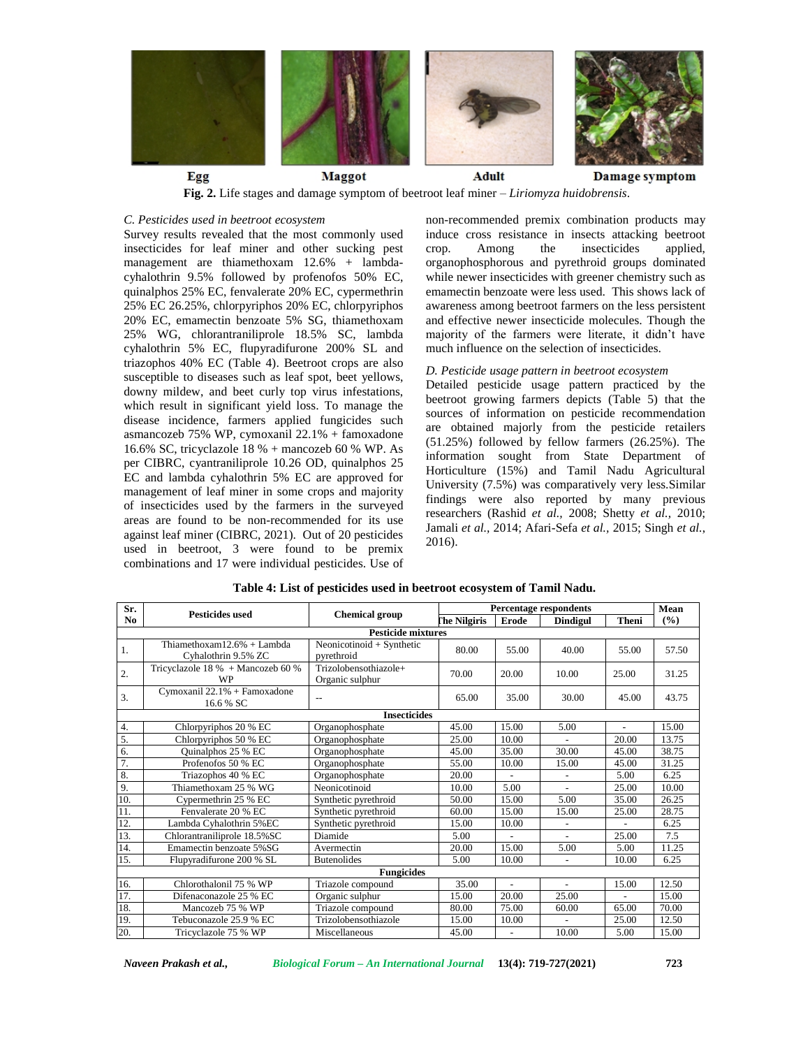Egg Maggot Adult Damage symptom

**Fig. 2.** Life stages and damage symptom of beetroot leaf miner – *Liriomyza huidobrensis*.

### *C. Pesticides used in beetroot ecosystem*

Survey results revealed that the most commonly used insecticides for leaf miner and other sucking pest management are thiamethoxam 12.6% + lambda-cyhalothrin 9.5% followed by profenofos 50% EC, quinalphos 25% EC, fenvalerate 20% EC, cypermethrin 25% EC 26.25%, chlorpyriphos 20% EC, chlorpyriphos 20% EC, emamectin benzoate 5% SG, thiamethoxam 25% WG, chlorantraniliprole 18.5% SC, lambda cyhalothrin 5% EC, flupyradifurone 200% SL and triazophos 40% EC (Table 4). Beetroot crops are also susceptible to diseases such as leaf spot, beet yellows, downy mildew, and beet curly top virus infestations, which result in significant yield loss. To manage the disease incidence, farmers applied fungicides such asmancozeb 75% WP, cymoxanil 22.1% + famoxadone 16.6% SC, tricyclazole 18 % + mancozeb 60 % WP. As per CIBRC, cyantraniliprole 10.26 OD, quinalphos 25 EC and lambda cyhalothrin 5% EC are approved for management of leaf miner in some crops and majority of insecticides used by the farmers in the surveyed areas are found to be non-recommended for its use against leaf miner (CIBRC, 2021). Out of 20 pesticides used in beetroot, 3 were found to be premix combinations and 17 were individual pesticides. Use of non-recommended premix combination products may induce cross resistance in insects attacking beetroot crop. Among the insecticides applied, organophosphorous and pyrethroid groups dominated while newer insecticides with greener chemistry such as emamectin benzoate were less used. This shows lack of awareness among beetroot farmers on the less persistent and effective newer insecticide molecules. Though the majority of the farmers were literate, it didn't have much influence on the selection of insecticides.

### *D. Pesticide usage pattern in beetroot ecosystem*

Detailed pesticide usage pattern practiced by the beetroot growing farmers depicts (Table 5) that the sources of information on pesticide recommendation are obtained majorly from the pesticide retailers (51.25%) followed by fellow farmers (26.25%). The information sought from State Department of Horticulture (15%) and Tamil Nadu Agricultural University (7.5%) was comparatively very less.Similar findings were also reported by many previous researchers (Rashid *et al.*, 2008; Shetty *et al.*, 2010; Jamali *et al.*, 2014; Afari-Sefa *et al.*, 2015; Singh *et al.*, 2016).

**Table 4: List of pesticides used in beetroot ecosystem of Tamil Nadu.**

| Sr. No | Pesticides used | Chemical group | Percentage respondents | | | | Mean (%) |
|---|---|---|---|---|---|---|---|
| | | | The Nilgiris | Erode | Dindigul | Theni | |
| **Pesticide mixtures** | | | | | | | |
| 1. | Thiamethoxam12.6% + Lambda Cyhalothrin 9.5% ZC | Neonicotinoid + Synthetic pyrethroid | 80.00 | 55.00 | 40.00 | 55.00 | 57.50 |
| 2. | Tricyclazole 18 % + Mancozeb 60 % WP | Trizolobensothiazole+ Organic sulphur | 70.00 | 20.00 | 10.00 | 25.00 | 31.25 |
| 3. | Cymoxanil 22.1% + Famoxadone 16.6 % SC | -- | 65.00 | 35.00 | 30.00 | 45.00 | 43.75 |
| **Insecticides** | | | | | | | |
| 4. | Chlorpyriphos 20 % EC | Organophosphate | 45.00 | 15.00 | 5.00 | - | 15.00 |
| 5. | Chlorpyriphos 50 % EC | Organophosphate | 25.00 | 10.00 | - | 20.00 | 13.75 |
| 6. | Quinalphos 25 % EC | Organophosphate | 45.00 | 35.00 | 30.00 | 45.00 | 38.75 |
| 7. | Profenofos 50 % EC | Organophosphate | 55.00 | 10.00 | 15.00 | 45.00 | 31.25 |
| 8. | Triazophos 40 % EC | Organophosphate | 20.00 | - | - | 5.00 | 6.25 |
| 9. | Thiamethoxam 25 % WG | Neonicotinoid | 10.00 | 5.00 | - | 25.00 | 10.00 |
| 10. | Cypermethrin 25 % EC | Synthetic pyrethroid | 50.00 | 15.00 | 5.00 | 35.00 | 26.25 |
| 11. | Fenvalerate 20 % EC | Synthetic pyrethroid | 60.00 | 15.00 | 15.00 | 25.00 | 28.75 |
| 12. | Lambda Cyhalothrin 5%EC | Synthetic pyrethroid | 15.00 | 10.00 | - | - | 6.25 |
| 13. | Chlorantraniliprole 18.5%SC | Diamide | 5.00 | - | - | 25.00 | 7.5 |
| 14. | Emamectin benzoate 5%SG | Avermectin | 20.00 | 15.00 | 5.00 | 5.00 | 11.25 |
| 15. | Flupyradifurone 200 % SL | Butenolides | 5.00 | 10.00 | - | 10.00 | 6.25 |
| **Fungicides** | | | | | | | |
| 16. | Chlorothalonil 75 % WP | Triazole compound | 35.00 | - | - | 15.00 | 12.50 |
| 17. | Difenaconazole 25 % EC | Organic sulphur | 15.00 | 20.00 | 25.00 | - | 15.00 |
| 18. | Mancozeb 75 % WP | Triazole compound | 80.00 | 75.00 | 60.00 | 65.00 | 70.00 |
| 19. | Tebuconazole 25.9 % EC | Trizolobensothiazole | 15.00 | 10.00 | - | 25.00 | 12.50 |
| 20. | Tricyclazole 75 % WP | Miscellaneous | 45.00 | - | 10.00 | 5.00 | 15.00 |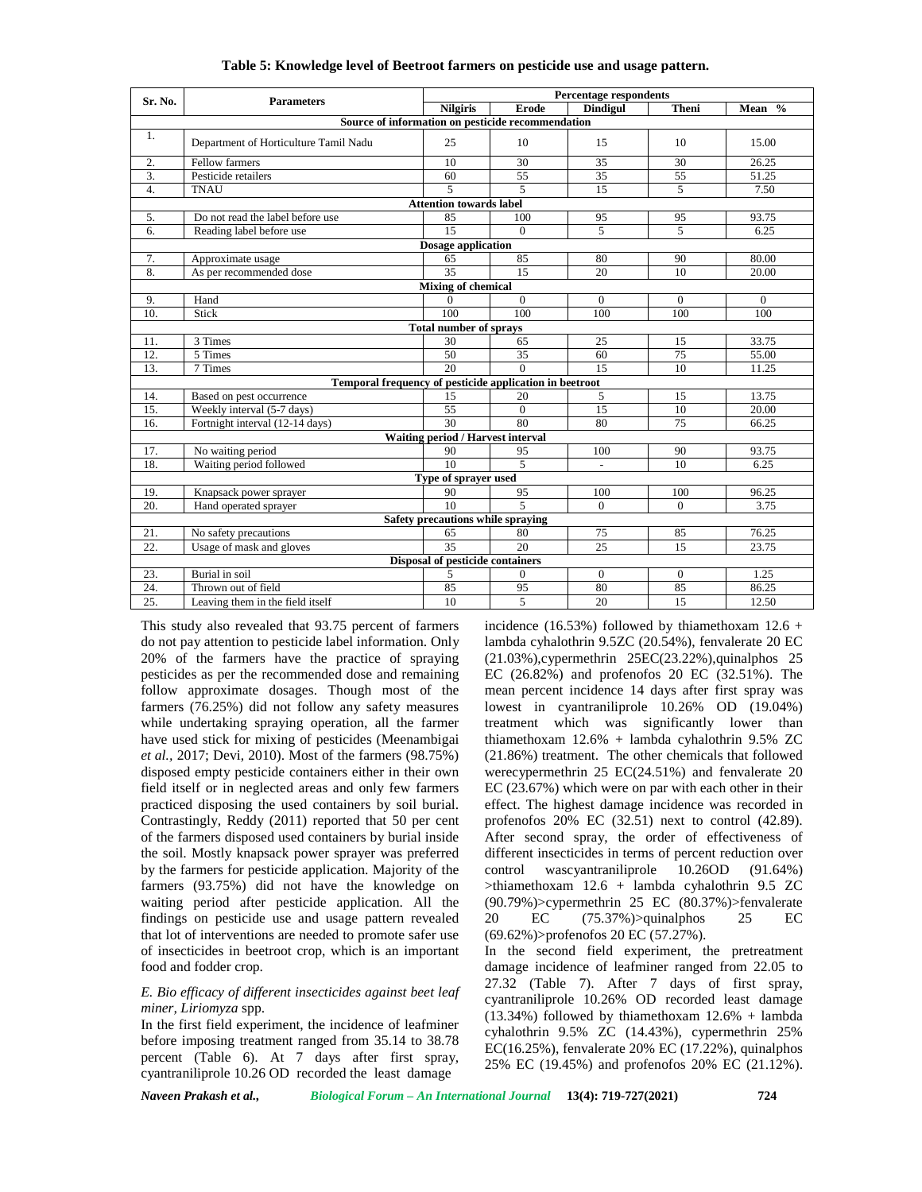**Table 5: Knowledge level of Beetroot farmers on pesticide use and usage pattern.**

| Sr. No. | Parameters | Percentage respondents | | | | |
|---|---|---|---|---|---|---|
| | | Nilgiris | Erode | Dindigul | Theni | Mean % |
| | **Source of information on pesticide recommendation** | | | | | |
| 1. | Department of Horticulture Tamil Nadu | 25 | 10 | 15 | 10 | 15.00 |
| 2. | Fellow farmers | 10 | 30 | 35 | 30 | 26.25 |
| 3. | Pesticide retailers | 60 | 55 | 35 | 55 | 51.25 |
| 4. | TNAU | 5 | 5 | 15 | 5 | 7.50 |
| | **Attention towards label** | | | | | |
| 5. | Do not read the label before use | 85 | 100 | 95 | 95 | 93.75 |
| 6. | Reading label before use | 15 | 0 | 5 | 5 | 6.25 |
| | **Dosage application** | | | | | |
| 7. | Approximate usage | 65 | 85 | 80 | 90 | 80.00 |
| 8. | As per recommended dose | 35 | 15 | 20 | 10 | 20.00 |
| | **Mixing of chemical** | | | | | |
| 9. | Hand | 0 | 0 | 0 | 0 | 0 |
| 10. | Stick | 100 | 100 | 100 | 100 | 100 |
| | **Total number of sprays** | | | | | |
| 11. | 3 Times | 30 | 65 | 25 | 15 | 33.75 |
| 12. | 5 Times | 50 | 35 | 60 | 75 | 55.00 |
| 13. | 7 Times | 20 | 0 | 15 | 10 | 11.25 |
| | **Temporal frequency of pesticide application in beetroot** | | | | | |
| 14. | Based on pest occurrence | 15 | 20 | 5 | 15 | 13.75 |
| 15. | Weekly interval (5-7 days) | 55 | 0 | 15 | 10 | 20.00 |
| 16. | Fortnight interval (12-14 days) | 30 | 80 | 80 | 75 | 66.25 |
| | **Waiting period / Harvest interval** | | | | | |
| 17. | No waiting period | 90 | 95 | 100 | 90 | 93.75 |
| 18. | Waiting period followed | 10 | 5 | - | 10 | 6.25 |
| | **Type of sprayer used** | | | | | |
| 19. | Knapsack power sprayer | 90 | 95 | 100 | 100 | 96.25 |
| 20. | Hand operated sprayer | 10 | 5 | 0 | 0 | 3.75 |
| | **Safety precautions while spraying** | | | | | |
| 21. | No safety precautions | 65 | 80 | 75 | 85 | 76.25 |
| 22. | Usage of mask and gloves | 35 | 20 | 25 | 15 | 23.75 |
| | **Disposal of pesticide containers** | | | | | |
| 23. | Burial in soil | 5 | 0 | 0 | 0 | 1.25 |
| 24. | Thrown out of field | 85 | 95 | 80 | 85 | 86.25 |
| 25. | Leaving them in the field itself | 10 | 5 | 20 | 15 | 12.50 |

This study also revealed that 93.75 percent of farmers do not pay attention to pesticide label information. Only 20% of the farmers have the practice of spraying pesticides as per the recommended dose and remaining follow approximate dosages. Though most of the farmers (76.25%) did not follow any safety measures while undertaking spraying operation, all the farmer have used stick for mixing of pesticides (Meenambigai *et al.,* 2017; Devi, 2010). Most of the farmers (98.75%) disposed empty pesticide containers either in their own field itself or in neglected areas and only few farmers practiced disposing the used containers by soil burial. Contrastingly, Reddy (2011) reported that 50 per cent of the farmers disposed used containers by burial inside the soil. Mostly knapsack power sprayer was preferred by the farmers for pesticide application. Majority of the farmers (93.75%) did not have the knowledge on waiting period after pesticide application. All the findings on pesticide use and usage pattern revealed that lot of interventions are needed to promote safer use of insecticides in beetroot crop, which is an important food and fodder crop.

### *E. Bio efficacy of different insecticides against beet leaf miner, Liriomyza* spp.

In the first field experiment, the incidence of leafminer before imposing treatment ranged from 35.14 to 38.78 percent (Table 6). At 7 days after first spray, cyantraniliprole 10.26 OD recorded the least damage incidence (16.53%) followed by thiamethoxam 12.6 + lambda cyhalothrin 9.5ZC (20.54%), fenvalerate 20 EC (21.03%),cypermethrin 25EC(23.22%),quinalphos 25 EC (26.82%) and profenofos 20 EC (32.51%). The mean percent incidence 14 days after first spray was lowest in cyantraniliprole 10.26% OD (19.04%) treatment which was significantly lower than thiamethoxam 12.6% + lambda cyhalothrin 9.5% ZC (21.86%) treatment. The other chemicals that followed werecypermethrin 25 EC(24.51%) and fenvalerate 20 EC (23.67%) which were on par with each other in their effect. The highest damage incidence was recorded in profenofos 20% EC (32.51) next to control (42.89). After second spray, the order of effectiveness of different insecticides in terms of percent reduction over control wascyantraniliprole 10.26OD (91.64%) >thiamethoxam 12.6 + lambda cyhalothrin 9.5 ZC (90.79%)>cypermethrin 25 EC (80.37%)>fenvalerate 20 EC (75.37%)>quinalphos 25 EC (69.62%)>profenofos 20 EC (57.27%).

In the second field experiment, the pretreatment damage incidence of leafminer ranged from 22.05 to 27.32 (Table 7). After 7 days of first spray, cyantraniliprole 10.26% OD recorded least damage (13.34%) followed by thiamethoxam 12.6% + lambda cyhalothrin 9.5% ZC (14.43%), cypermethrin 25% EC(16.25%), fenvalerate 20% EC (17.22%), quinalphos 25% EC (19.45%) and profenofos 20% EC (21.12%).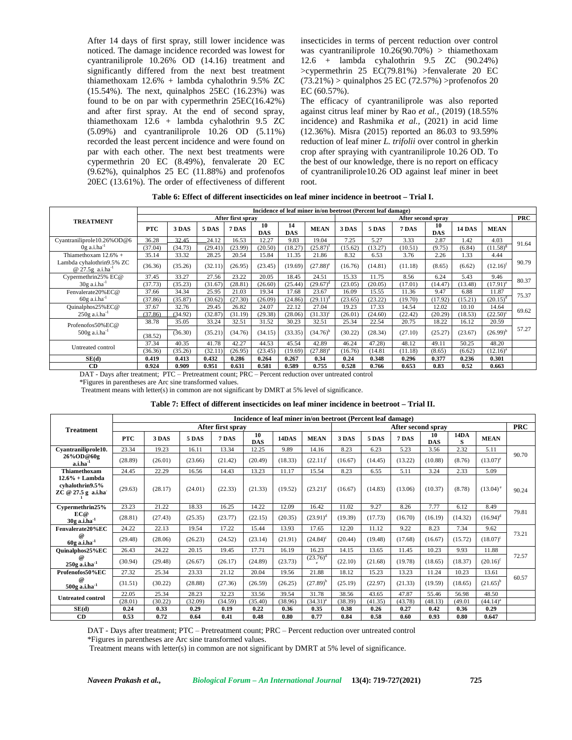After 14 days of first spray, still lower incidence was noticed. The damage incidence recorded was lowest for cyantraniliprole 10.26% OD (14.16) treatment and significantly differed from the next best treatment thiamethoxam 12.6% + lambda cyhalothrin 9.5% ZC (15.54%). The next, quinalphos 25EC (16.23%) was found to be on par with cypermethrin 25EC(16.42%) and after first spray. At the end of second spray, thiamethoxam 12.6 + lambda cyhalothrin 9.5 ZC (5.09%) and cyantraniliprole 10.26 OD (5.11%) recorded the least percent incidence and were found on par with each other. The next best treatments were cypermethrin 20 EC (8.49%), fenvalerate 20 EC (9.62%), quinalphos 25 EC (11.88%) and profenofos 20EC (13.61%). The order of effectiveness of different insecticides in terms of percent reduction over control was cyantraniliprole 10.26(90.70%) > thiamethoxam 12.6 + lambda cyhalothrin 9.5 ZC (90.24%) >cypermethrin 25 EC(79.81%) >fenvalerate 20 EC (73.21%) > quinalphos 25 EC (72.57%) >profenofos 20 EC (60.57%).

The efficacy of cyantraniliprole was also reported against citrus leaf miner by Rao *et al.,* (2019) (18.55% incidence) and Rashmika *et al.,* (2021) in acid lime (12.36%). Misra (2015) reported an 86.03 to 93.59% reduction of leaf miner *L. trifolii* over control in gherkin crop after spraying with cyantraniliprole 10.26 OD. To the best of our knowledge, there is no report on efficacy of cyantraniliprole10.26 OD against leaf miner in beet root.

**Table 6: Effect of different insecticides on leaf miner incidence in beetroot – Trial I.**

| TREATMENT | Incidence of leaf miner in/on beetroot (Percent leaf damage) | | | | | | | | | | | | | PRC |
|---|---|---|---|---|---|---|---|---|---|---|---|---|---|---|
| | After first spray | | | | | | | After second spray | | | | | | |
| | PTC | 3 DAS | 5 DAS | 7 DAS | 10 DAS | 14 DAS | MEAN | 3 DAS | 5 DAS | 7 DAS | 10 DAS | 14 DAS | MEAN | |
| Cyantraniliprole10.26%OD@6 0g a.i.ha$^{-1}$ | 36.28 | 32.45 | 24.12 | 16.53 | 12.27 | 9.83 | 19.04 | 7.25 | 5.27 | 3.33 | 2.87 | 1.42 | 4.03 | 91.64 |
| | (37.04) | (34.73) | (29.41) | (23.99) | (20.50) | (18.27) | (25.87)$^f$ | (15.62) | (13.27) | (10.51) | (9.75) | (6.84) | (11.58)$^g$ | |
| Thiamethoxam 12.6% + Lambda cyhalothrin9.5% ZC @ 27.5g a.i.ha$^{-1}$ | 35.14 | 33.32 | 28.25 | 20.54 | 15.84 | 11.35 | 21.86 | 8.32 | 6.53 | 3.76 | 2.26 | 1.33 | 4.44 | 90.79 |
| | (36.36) | (35.26) | (32.11) | (26.95) | (23.45) | (19.69) | (27.88)$^e$ | (16.76) | (14.81) | (11.18) | (8.65) | (6.62) | (12.16)$^f$ | |
| Cypermethrin25% EC@ 30g a.i.ha$^{-1}$ | 37.45 | 33.27 | 27.56 | 23.22 | 20.05 | 18.45 | 24.51 | 15.33 | 11.75 | 8.56 | 6.24 | 5.43 | 9.46 | 80.37 |
| | (37.73) | (35.23) | (31.67) | (28.81) | (26.60) | (25.44) | (29.67)$^d$ | (23.05) | (20.05) | (17.01) | (14.47) | (13.48) | (17.91)$^e$ | |
| Fenvalerate20%EC@ 60g a.i.ha$^{-1}$ | 37.66 | 34.34 | 25.95 | 21.03 | 19.34 | 17.68 | 23.67 | 16.09 | 15.55 | 11.36 | 9.47 | 6.88 | 11.87 | 75.37 |
| | (37.86) | (35.87) | (30.62) | (27.30) | (26.09) | (24.86) | (29.11)$^d$ | (23.65) | (23.22) | (19.70) | (17.92) | (15.21) | (20.15)$^d$ | |
| Quinalphos25%EC@ 250g a.i.ha$^{-1}$ | 37.67 | 32.76 | 29.45 | 26.82 | 24.07 | 22.12 | 27.04 | 19.23 | 17.33 | 14.54 | 12.02 | 10.10 | 14.64 | 69.62 |
| | (37.86) | (34.92) | (32.87) | (31.19) | (29.38) | (28.06) | (31.33)$^c$ | (26.01) | (24.60) | (22.42) | (20.29) | (18.53) | (22.50)$^c$ | |
| Profenofos50%EC@ 500g a.i.ha$^{-1}$ | 38.78 | 35.05 | 33.24 | 32.51 | 31.52 | 30.23 | 32.51 | 25.34 | 22.54 | 20.75 | 18.22 | 16.12 | 20.59 | 57.27 |
| | (38.52) | (36.30) | (35.21) | (34.76) | (34.15) | (33.35) | (34.76)$^b$ | (30.22) | (28.34) | (27.10) | (25.27) | (23.67) | (26.99)$^b$ | |
| Untreated control | 37.34 | 40.35 | 41.78 | 42.27 | 44.53 | 45.54 | 42.89 | 46.24 | 47.28 | 48.12 | 49.11 | 50.25 | 48.20 | |
| | (36.36) | (35.26) | (32.11) | (26.95) | (23.45) | (19.69) | (27.88)$^a$ | (16.76) | (14.81) | (11.18) | (8.65) | (6.62) | (12.16)$^a$ | |
| SE(d) | 0.419 | 0.413 | 0.432 | 0.286 | 0.264 | 0.267 | 0.34 | 0.24 | 0.348 | 0.296 | 0.377 | 0.236 | 0.301 | |
| CD | 0.924 | 0.909 | 0.951 | 0.631 | 0.581 | 0.589 | 0.755 | 0.528 | 0.766 | 0.653 | 0.83 | 0.52 | 0.663 | |

DAT - Days after treatment; PTC – Pretreatment count; PRC – Percent reduction over untreated control

*Figures in parentheses are Arc sine transformed values.

Treatment means with letter(s) in common are not significant by DMRT at 5% level of significance.

**Table 7: Effect of different insecticides on leaf miner incidence in beetroot – Trial II.**

| Treatment | Incidence of leaf miner in/on beetroot (Percent leaf damage) | | | | | | | | | | | | | PRC |
|---|---|---|---|---|---|---|---|---|---|---|---|---|---|---|
| | After first spray | | | | | | | After second spray | | | | | | |
| | PTC | 3 DAS | 5 DAS | 7 DAS | 10 DAS | 14DAS | MEAN | 3 DAS | 5 DAS | 7 DAS | 10 DAS | 14DAS | MEAN | |
| **Cyantraniliprole10. 26%OD@60g a.i.ha$^{-1}$** | 23.34 | 19.23 | 16.11 | 13.34 | 12.25 | 9.89 | 14.16 | 8.23 | 6.23 | 5.23 | 3.56 | 2.32 | 5.11 | 90.70 |
| | (28.89) | (26.01) | (23.66) | (21.42) | (20.49) | (18.33) | (22.11)$^f$ | (16.67) | (14.45) | (13.22) | (10.88) | (8.76) | (13.07)$^e$ | |
| **Thiamethoxam 12.6% + Lambda cyhalothrin9.5% ZC @ 27.5 g a.i.ha$^{-1}$** | 24.45 | 22.29 | 16.56 | 14.43 | 13.23 | 11.17 | 15.54 | 8.23 | 6.55 | 5.11 | 3.24 | 2.33 | 5.09 | 90.24 |
| | (29.63) | (28.17) | (24.01) | (22.33) | (21.33) | (19.52) | (23.21)$^e$ | (16.67) | (14.83) | (13.06) | (10.37) | (8.78) | (13.04)$^e$ | |
| **Cypermethrin25% EC@ 30g a.i.ha$^{-1}$** | 23.23 | 21.22 | 18.33 | 16.25 | 14.22 | 12.09 | 16.42 | 11.02 | 9.27 | 8.26 | 7.77 | 6.12 | 8.49 | 79.81 |
| | (28.81) | (27.43) | (25.35) | (23.77) | (22.15) | (20.35) | (23.91)$^d$ | (19.39) | (17.73) | (16.70) | (16.19) | (14.32) | (16.94)$^d$ | |
| **Fenvalerate20%EC @ 60g a.i.ha$^{-1}$** | 24.22 | 22.13 | 19.54 | 17.22 | 15.44 | 13.93 | 17.65 | 12.20 | 11.12 | 9.22 | 8.23 | 7.34 | 9.62 | 73.21 |
| | (29.48) | (28.06) | (26.23) | (24.52) | (23.14) | (21.91) | (24.84)$^c$ | (20.44) | (19.48) | (17.68) | (16.67) | (15.72) | (18.07)$^c$ | |
| **Quinalphos25%EC @ 250g a.i.ha$^{-1}$** | 26.43 | 24.22 | 20.15 | 19.45 | 17.71 | 16.19 | 16.23 | 14.15 | 13.65 | 11.45 | 10.23 | 9.93 | 11.88 | 72.57 |
| | (30.94) | (29.48) | (26.67) | (26.17) | (24.89) | (23.73) | (23.76)$^{de}$ | (22.10) | (21.68) | (19.78) | (18.65) | (18.37) | (20.16)$^c$ | |
| **Profenofos50%EC @ 500g a.i.ha$^{-1}$** | 27.32 | 25.34 | 23.33 | 21.12 | 20.04 | 19.56 | 21.88 | 18.12 | 15.23 | 13.23 | 11.24 | 10.23 | 13.61 | 60.57 |
| | (31.51) | (30.22) | (28.88) | (27.36) | (26.59) | (26.25) | (27.89)$^b$ | (25.19) | (22.97) | (21.33) | (19.59) | (18.65) | (21.65)$^b$ | |
| **Untreated control** | 22.05 | 25.34 | 28.23 | 32.23 | 33.56 | 39.54 | 31.78 | 38.56 | 43.65 | 47.87 | 55.46 | 56.98 | 48.50 | |
| | (28.01) | (30.22) | (32.09) | (34.59) | (35.40) | (38.96) | (34.31)$^a$ | (38.39) | (41.35) | (43.78) | (48.13) | (49.01 | (44.14)$^a$ | |
| **SE(d)** | 0.24 | 0.33 | 0.29 | 0.19 | 0.22 | 0.36 | 0.35 | 0.38 | 0.26 | 0.27 | 0.42 | 0.36 | 0.29 | |
| **CD** | 0.53 | 0.72 | 0.64 | 0.41 | 0.48 | 0.80 | 0.77 | 0.84 | 0.58 | 0.60 | 0.93 | 0.80 | 0.647 | |

DAT - Days after treatment; PTC – Pretreatment count; PRC – Percent reduction over untreated control

*Figures in parentheses are Arc sine transformed values.

Treatment means with letter(s) in common are not significant by DMRT at 5% level of significance.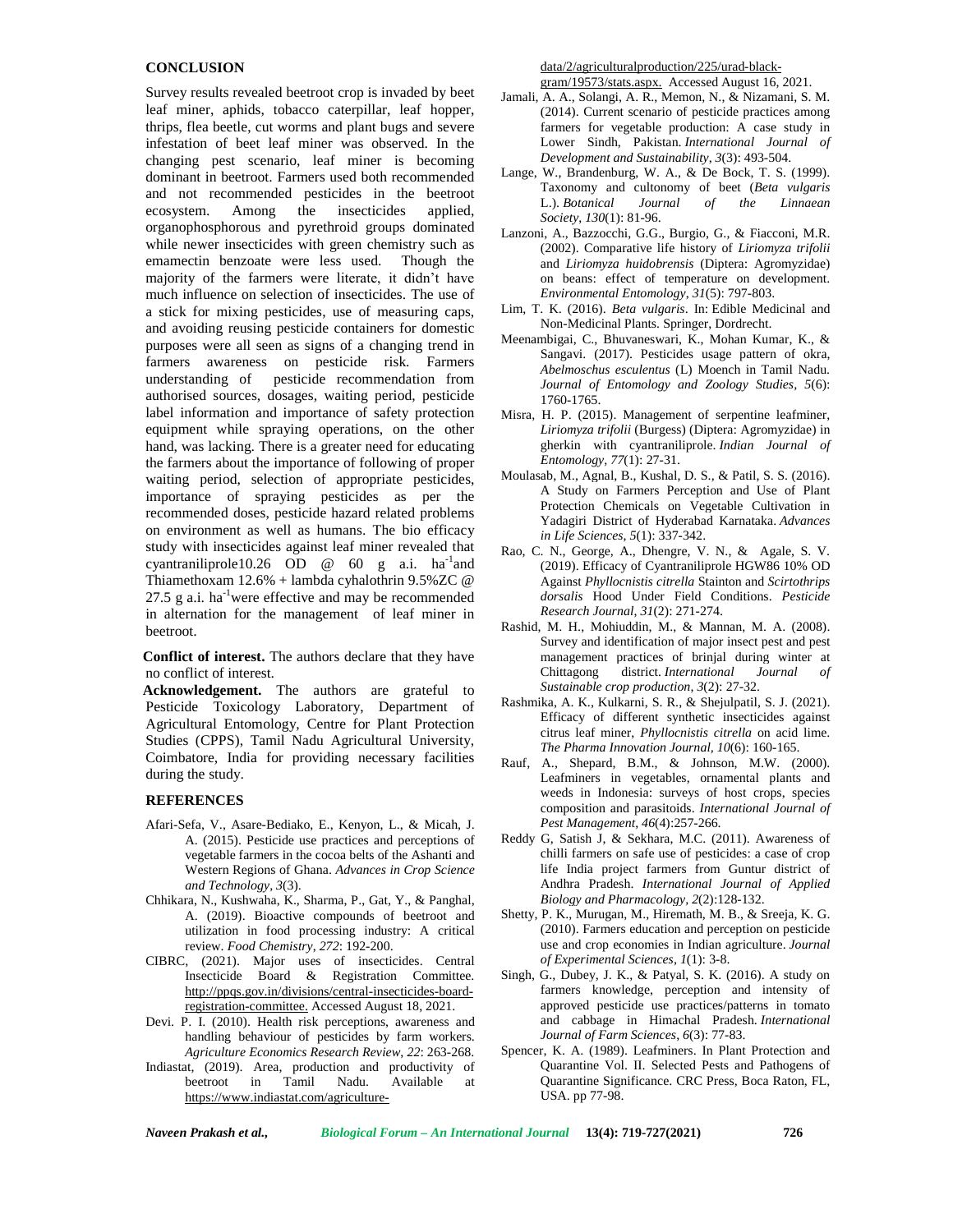## CONCLUSION

Survey results revealed beetroot crop is invaded by beet leaf miner, aphids, tobacco caterpillar, leaf hopper, thrips, flea beetle, cut worms and plant bugs and severe infestation of beet leaf miner was observed. In the changing pest scenario, leaf miner is becoming dominant in beetroot. Farmers used both recommended and not recommended pesticides in the beetroot ecosystem. Among the insecticides applied, organophosphorous and pyrethroid groups dominated while newer insecticides with green chemistry such as emamectin benzoate were less used. Though the majority of the farmers were literate, it didn't have much influence on selection of insecticides. The use of a stick for mixing pesticides, use of measuring caps, and avoiding reusing pesticide containers for domestic purposes were all seen as signs of a changing trend in farmers awareness on pesticide risk. Farmers understanding of pesticide recommendation from authorised sources, dosages, waiting period, pesticide label information and importance of safety protection equipment while spraying operations, on the other hand, was lacking. There is a greater need for educating the farmers about the importance of following of proper waiting period, selection of appropriate pesticides, importance of spraying pesticides as per the recommended doses, pesticide hazard related problems on environment as well as humans. The bio efficacy study with insecticides against leaf miner revealed that cyantraniliprole10.26 OD @ 60 g a.i. $ha^{-1}$and Thiamethoxam 12.6% + lambda cyhalothrin 9.5%ZC @ 27.5 g a.i. $ha^{-1}$were effective and may be recommended in alternation for the management of leaf miner in beetroot.

**Conflict of interest.** The authors declare that they have no conflict of interest.

**Acknowledgement.** The authors are grateful to Pesticide Toxicology Laboratory, Department of Agricultural Entomology, Centre for Plant Protection Studies (CPPS), Tamil Nadu Agricultural University, Coimbatore, India for providing necessary facilities during the study.

## REFERENCES

Afari-Sefa, V., Asare-Bediako, E., Kenyon, L., & Micah, J. A. (2015). Pesticide use practices and perceptions of vegetable farmers in the cocoa belts of the Ashanti and Western Regions of Ghana. *Advances in Crop Science and Technology*, *3*(3).

Chhikara, N., Kushwaha, K., Sharma, P., Gat, Y., & Panghal, A. (2019). Bioactive compounds of beetroot and utilization in food processing industry: A critical review. *Food Chemistry*, *272*: 192-200.

CIBRC, (2021). Major uses of insecticides. Central Insecticide Board & Registration Committee. http://ppqs.gov.in/divisions/central-insecticides-board-registration-committee. Accessed August 18, 2021.

Devi. P. I. (2010). Health risk perceptions, awareness and handling behaviour of pesticides by farm workers. *Agriculture Economics Research Review*, *22*: 263-268.

Indiastat, (2019). Area, production and productivity of beetroot in Tamil Nadu. Available at https://www.indiastat.com/agriculture-data/2/agriculturalproduction/225/urad-black-gram/19573/stats.aspx. Accessed August 16, 2021.

Jamali, A. A., Solangi, A. R., Memon, N., & Nizamani, S. M. (2014). Current scenario of pesticide practices among farmers for vegetable production: A case study in Lower Sindh, Pakistan. *International Journal of Development and Sustainability*, *3*(3): 493-504.

Lange, W., Brandenburg, W. A., & De Bock, T. S. (1999). Taxonomy and cultonomy of beet (*Beta vulgaris* L.). *Botanical Journal of the Linnaean Society*, *130*(1): 81-96.

Lanzoni, A., Bazzocchi, G.G., Burgio, G., & Fiacconi, M.R. (2002). Comparative life history of *Liriomyza trifolii* and *Liriomyza huidobrensis* (Diptera: Agromyzidae) on beans: effect of temperature on development. *Environmental Entomology*, *31*(5): 797-803.

Lim, T. K. (2016). *Beta vulgaris*. In: Edible Medicinal and Non-Medicinal Plants. Springer, Dordrecht.

Meenambigai, C., Bhuvaneswari, K., Mohan Kumar, K., & Sangavi. (2017). Pesticides usage pattern of okra, *Abelmoschus esculentus* (L) Moench in Tamil Nadu. *Journal of Entomology and Zoology Studies*, *5*(6): 1760-1765.

Misra, H. P. (2015). Management of serpentine leafminer, *Liriomyza trifolii* (Burgess) (Diptera: Agromyzidae) in gherkin with cyantraniliprole. *Indian Journal of Entomology*, *77*(1): 27-31.

Moulasab, M., Agnal, B., Kushal, D. S., & Patil, S. S. (2016). A Study on Farmers Perception and Use of Plant Protection Chemicals on Vegetable Cultivation in Yadagiri District of Hyderabad Karnataka. *Advances in Life Sciences*, *5*(1): 337-342.

Rao, C. N., George, A., Dhengre, V. N., & Agale, S. V. (2019). Efficacy of Cyantraniliprole HGW86 10% OD Against *Phyllocnistis citrella* Stainton and *Scirtothrips dorsalis* Hood Under Field Conditions. *Pesticide Research Journal*, *31*(2): 271-274.

Rashid, M. H., Mohiuddin, M., & Mannan, M. A. (2008). Survey and identification of major insect pest and pest management practices of brinjal during winter at Chittagong district. *International Journal of Sustainable crop production*, *3*(2): 27-32.

Rashmika, A. K., Kulkarni, S. R., & Shejulpatil, S. J. (2021). Efficacy of different synthetic insecticides against citrus leaf miner, *Phyllocnistis citrella* on acid lime. *The Pharma Innovation Journal*, *10*(6): 160-165.

Rauf, A., Shepard, B.M., & Johnson, M.W. (2000). Leafminers in vegetables, ornamental plants and weeds in Indonesia: surveys of host crops, species composition and parasitoids. *International Journal of Pest Management*, *46*(4):257-266.

Reddy G, Satish J, & Sekhara, M.C. (2011). Awareness of chilli farmers on safe use of pesticides: a case of crop life India project farmers from Guntur district of Andhra Pradesh. *International Journal of Applied Biology and Pharmacology*, *2*(2):128-132.

Shetty, P. K., Murugan, M., Hiremath, M. B., & Sreeja, K. G. (2010). Farmers education and perception on pesticide use and crop economies in Indian agriculture. *Journal of Experimental Sciences*, *1*(1): 3-8.

Singh, G., Dubey, J. K., & Patyal, S. K. (2016). A study on farmers knowledge, perception and intensity of approved pesticide use practices/patterns in tomato and cabbage in Himachal Pradesh. *International Journal of Farm Sciences*, *6*(3): 77-83.

Spencer, K. A. (1989). Leafminers. In Plant Protection and Quarantine Vol. II. Selected Pests and Pathogens of Quarantine Significance. CRC Press, Boca Raton, FL, USA. pp 77-98.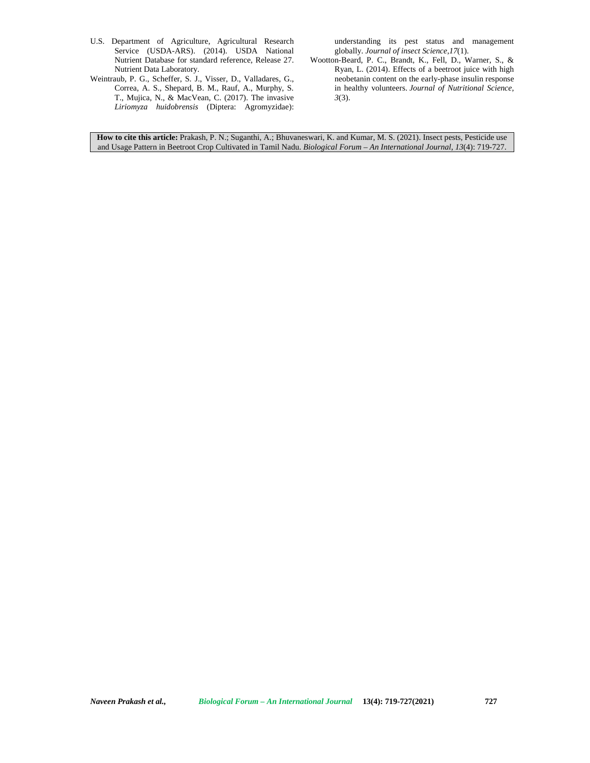U.S. Department of Agriculture, Agricultural Research Service (USDA-ARS). (2014). USDA National Nutrient Database for standard reference, Release 27. Nutrient Data Laboratory.

Weintraub, P. G., Scheffer, S. J., Visser, D., Valladares, G., Correa, A. S., Shepard, B. M., Rauf, A., Murphy, S. T., Mujica, N., & MacVean, C. (2017). The invasive *Liriomyza huidobrensis* (Diptera: Agromyzidae): understanding its pest status and management globally. *Journal of insect Science,17*(1).

Wootton-Beard, P. C., Brandt, K., Fell, D., Warner, S., & Ryan, L. (2014). Effects of a beetroot juice with high neobetanin content on the early-phase insulin response in healthy volunteers. *Journal of Nutritional Science, 3*(3).

**How to cite this article:** Prakash, P. N.; Suganthi, A.; Bhuvaneswari, K. and Kumar, M. S. (2021). Insect pests, Pesticide use and Usage Pattern in Beetroot Crop Cultivated in Tamil Nadu. *Biological Forum – An International Journal, 13*(4): 719-727.